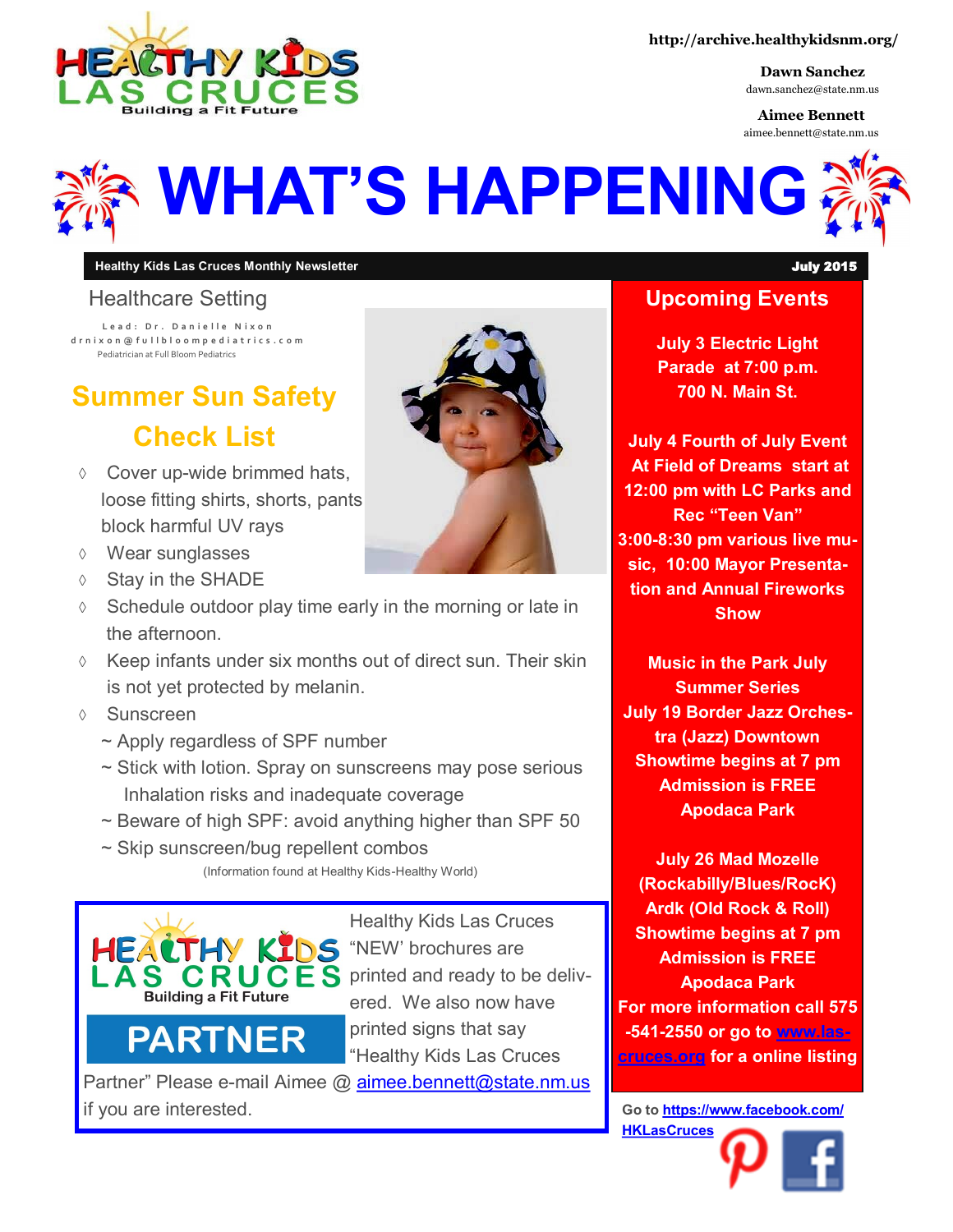http://archive.healthykidsnm.org/

**Dawn Sanchez**
dawn.sanchez@state.nm.us

**Aimee Bennett**
aimee.bennett@state.nm.us

# WHAT'S HAPPENING

**Healthy Kids Las Cruces Monthly Newsletter** **July 2015**

## Healthcare Setting

Lead: Dr. Danielle Nixon
drnixon@fullbloompediatrics.com
Pediatrician at Full Bloom Pediatrics

## Summer Sun Safety Check List

- Cover up-wide brimmed hats, loose fitting shirts, shorts, pants block harmful UV rays
- Wear sunglasses
- Stay in the SHADE
- Schedule outdoor play time early in the morning or late in the afternoon.
- Keep infants under six months out of direct sun. Their skin is not yet protected by melanin.
- Sunscreen
  - ~ Apply regardless of SPF number
  - ~ Stick with lotion. Spray on sunscreens may pose serious Inhalation risks and inadequate coverage
  - ~ Beware of high SPF: avoid anything higher than SPF 50
  - ~ Skip sunscreen/bug repellent combos

(Information found at Healthy Kids-Healthy World)

**PARTNER**

Healthy Kids Las Cruces "NEW' brochures are printed and ready to be delivered. We also now have printed signs that say "Healthy Kids Las Cruces Partner" Please e-mail Aimee @ aimee.bennett@state.nm.us if you are interested.

## Upcoming Events

**July 3 Electric Light Parade at 7:00 p.m. 700 N. Main St.**

**July 4 Fourth of July Event At Field of Dreams start at 12:00 pm with LC Parks and Rec "Teen Van" 3:00-8:30 pm various live music, 10:00 Mayor Presentation and Annual Fireworks Show**

**Music in the Park July Summer Series**
**July 19 Border Jazz Orchestra (Jazz) Downtown Showtime begins at 7 pm Admission is FREE Apodaca Park**

**July 26 Mad Mozelle (Rockabilly/Blues/RocK) Ardk (Old Rock & Roll) Showtime begins at 7 pm Admission is FREE Apodaca Park**
**For more information call 575-541-2550 or go to www.las-cruces.org for a online listing**

Go to https://www.facebook.com/HKLasCruces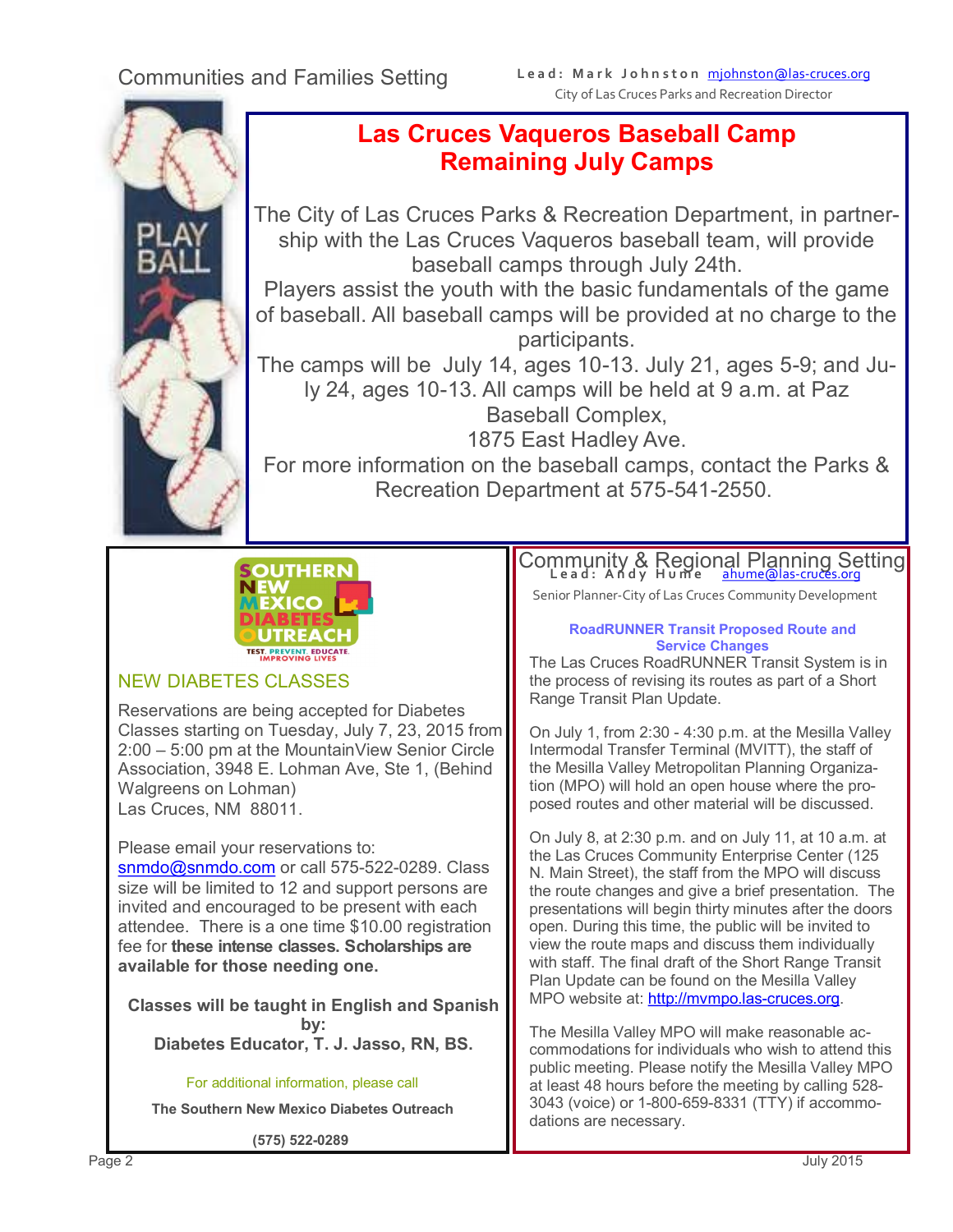## Communities and Families Setting

**Lead: Mark Johnston** mjohnston@las-cruces.org
City of Las Cruces Parks and Recreation Director

### Las Cruces Vaqueros Baseball Camp
### Remaining July Camps

The City of Las Cruces Parks & Recreation Department, in partnership with the Las Cruces Vaqueros baseball team, will provide baseball camps through July 24th.

Players assist the youth with the basic fundamentals of the game of baseball. All baseball camps will be provided at no charge to the participants.

The camps will be July 14, ages 10-13. July 21, ages 5-9; and July 24, ages 10-13. All camps will be held at 9 a.m. at Paz Baseball Complex,
1875 East Hadley Ave.

For more information on the baseball camps, contact the Parks & Recreation Department at 575-541-2550.

---

SOUTHERN NEW MEXICO DIABETES OUTREACH
TEST. PREVENT. EDUCATE. IMPROVING LIVES

### NEW DIABETES CLASSES

Reservations are being accepted for Diabetes Classes starting on Tuesday, July 7, 23, 2015 from 2:00 – 5:00 pm at the MountainView Senior Circle Association, 3948 E. Lohman Ave, Ste 1, (Behind Walgreens on Lohman)
Las Cruces, NM 88011.

Please email your reservations to:
snmdo@snmdo.com or call 575-522-0289. Class size will be limited to 12 and support persons are invited and encouraged to be present with each attendee. There is a one time $10.00 registration fee for **these intense classes. Scholarships are available for those needing one.**

**Classes will be taught in English and Spanish by:**
**Diabetes Educator, T. J. Jasso, RN, BS.**

For additional information, please call

**The Southern New Mexico Diabetes Outreach**

**(575) 522-0289**

---

## Community & Regional Planning Setting

**Lead: Andy Hume** ahume@las-cruces.org
Senior Planner-City of Las Cruces Community Development

**RoadRUNNER Transit Proposed Route and Service Changes**

The Las Cruces RoadRUNNER Transit System is in the process of revising its routes as part of a Short Range Transit Plan Update.

On July 1, from 2:30 - 4:30 p.m. at the Mesilla Valley Intermodal Transfer Terminal (MVITT), the staff of the Mesilla Valley Metropolitan Planning Organization (MPO) will hold an open house where the proposed routes and other material will be discussed.

On July 8, at 2:30 p.m. and on July 11, at 10 a.m. at the Las Cruces Community Enterprise Center (125 N. Main Street), the staff from the MPO will discuss the route changes and give a brief presentation. The presentations will begin thirty minutes after the doors open. During this time, the public will be invited to view the route maps and discuss them individually with staff. The final draft of the Short Range Transit Plan Update can be found on the Mesilla Valley MPO website at: http://mvmpo.las-cruces.org.

The Mesilla Valley MPO will make reasonable accommodations for individuals who wish to attend this public meeting. Please notify the Mesilla Valley MPO at least 48 hours before the meeting by calling 528-3043 (voice) or 1-800-659-8331 (TTY) if accommodations are necessary.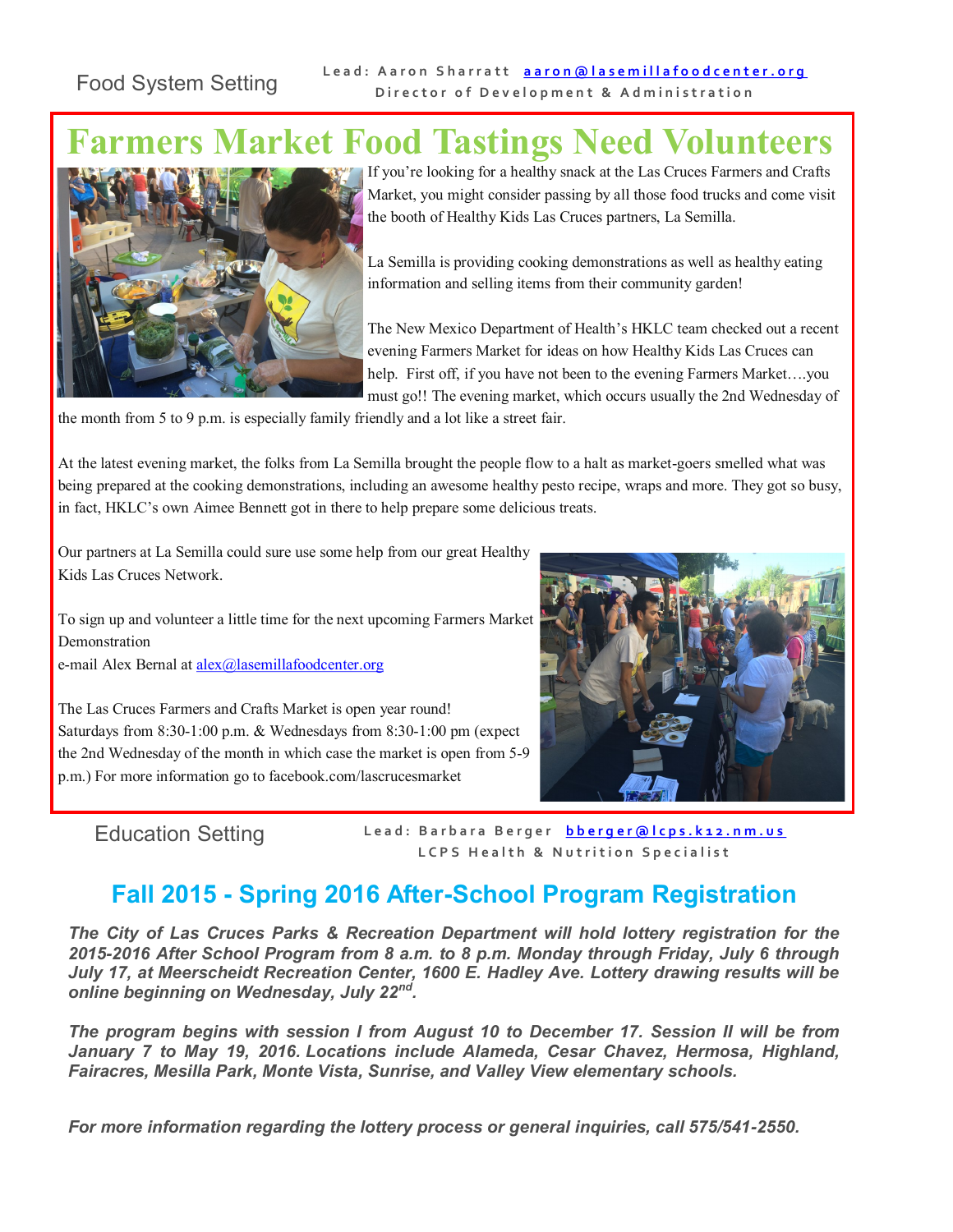Food System Setting

Lead: Aaron Sharratt aaron@lasemillafoodcenter.org
Director of Development & Administration

# Farmers Market Food Tastings Need Volunteers

If you're looking for a healthy snack at the Las Cruces Farmers and Crafts Market, you might consider passing by all those food trucks and come visit the booth of Healthy Kids Las Cruces partners, La Semilla.

La Semilla is providing cooking demonstrations as well as healthy eating information and selling items from their community garden!

The New Mexico Department of Health's HKLC team checked out a recent evening Farmers Market for ideas on how Healthy Kids Las Cruces can help. First off, if you have not been to the evening Farmers Market….you must go!! The evening market, which occurs usually the 2nd Wednesday of the month from 5 to 9 p.m. is especially family friendly and a lot like a street fair.

At the latest evening market, the folks from La Semilla brought the people flow to a halt as market-goers smelled what was being prepared at the cooking demonstrations, including an awesome healthy pesto recipe, wraps and more. They got so busy, in fact, HKLC's own Aimee Bennett got in there to help prepare some delicious treats.

Our partners at La Semilla could sure use some help from our great Healthy Kids Las Cruces Network.

To sign up and volunteer a little time for the next upcoming Farmers Market Demonstration
e-mail Alex Bernal at alex@lasemillafoodcenter.org

The Las Cruces Farmers and Crafts Market is open year round!
Saturdays from 8:30-1:00 p.m. & Wednesdays from 8:30-1:00 pm (expect the 2nd Wednesday of the month in which case the market is open from 5-9 p.m.) For more information go to facebook.com/lascrucesmarket

Education Setting

Lead: Barbara Berger bberger@lcps.k12.nm.us
LCPS Health & Nutrition Specialist

## Fall 2015 - Spring 2016 After-School Program Registration

***The City of Las Cruces Parks & Recreation Department will hold lottery registration for the 2015-2016 After School Program from 8 a.m. to 8 p.m. Monday through Friday, July 6 through July 17, at Meerscheidt Recreation Center, 1600 E. Hadley Ave. Lottery drawing results will be online beginning on Wednesday, July 22nd.***

***The program begins with session I from August 10 to December 17. Session II will be from January 7 to May 19, 2016. Locations include Alameda, Cesar Chavez, Hermosa, Highland, Fairacres, Mesilla Park, Monte Vista, Sunrise, and Valley View elementary schools.***

***For more information regarding the lottery process or general inquiries, call 575/541-2550.***